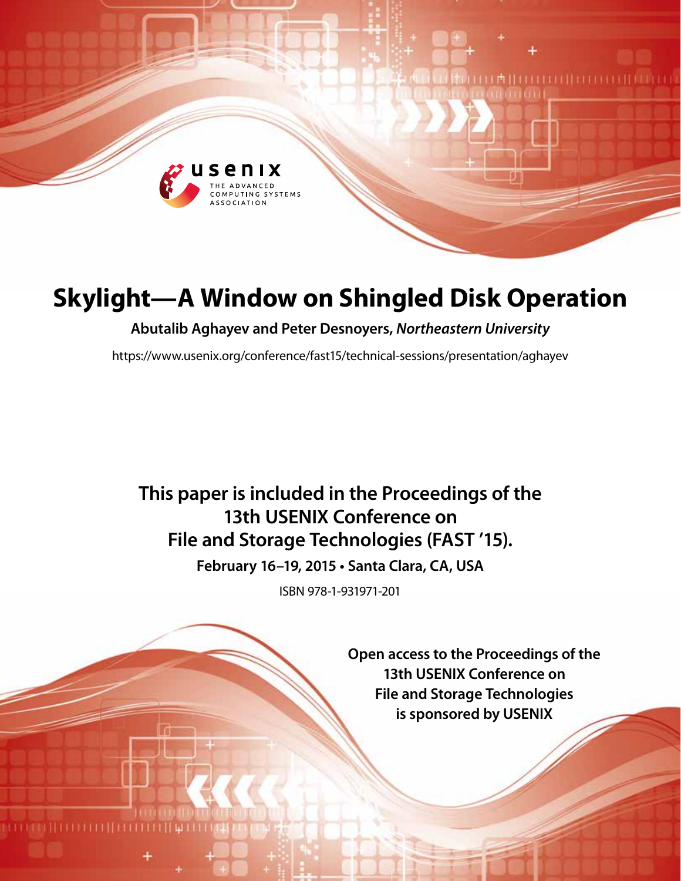# Skylight—A Window on Shingled Disk Operation

**Abutalib Aghayev and Peter Desnoyers, *Northeastern University***

https://www.usenix.org/conference/fast15/technical-sessions/presentation/aghayev

**This paper is included in the Proceedings of the 13th USENIX Conference on File and Storage Technologies (FAST '15).**

**February 16–19, 2015 • Santa Clara, CA, USA**

ISBN 978-1-931971-201

**Open access to the Proceedings of the 13th USENIX Conference on File and Storage Technologies is sponsored by USENIX**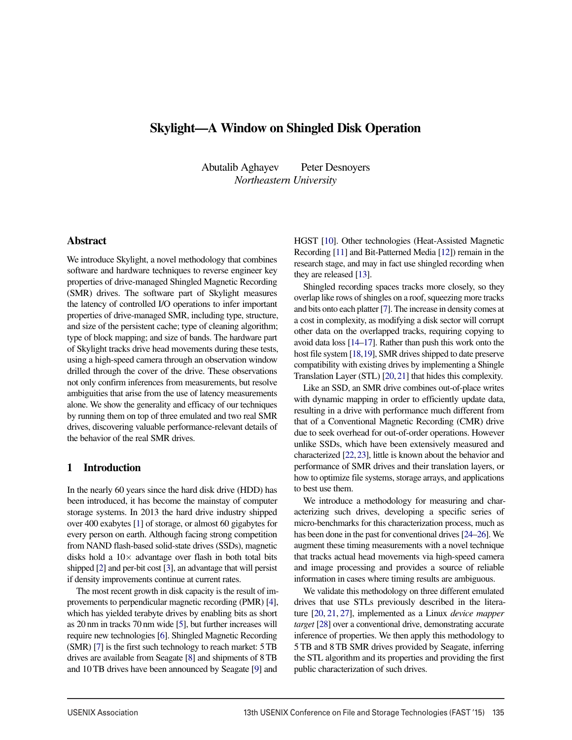# Skylight—A Window on Shingled Disk Operation

Abutalib Aghayev Peter Desnoyers
*Northeastern University*

## Abstract

We introduce Skylight, a novel methodology that combines software and hardware techniques to reverse engineer key properties of drive-managed Shingled Magnetic Recording (SMR) drives. The software part of Skylight measures the latency of controlled I/O operations to infer important properties of drive-managed SMR, including type, structure, and size of the persistent cache; type of cleaning algorithm; type of block mapping; and size of bands. The hardware part of Skylight tracks drive head movements during these tests, using a high-speed camera through an observation window drilled through the cover of the drive. These observations not only confirm inferences from measurements, but resolve ambiguities that arise from the use of latency measurements alone. We show the generality and efficacy of our techniques by running them on top of three emulated and two real SMR drives, discovering valuable performance-relevant details of the behavior of the real SMR drives.

## 1 Introduction

In the nearly 60 years since the hard disk drive (HDD) has been introduced, it has become the mainstay of computer storage systems. In 2013 the hard drive industry shipped over 400 exabytes [1] of storage, or almost 60 gigabytes for every person on earth. Although facing strong competition from NAND flash-based solid-state drives (SSDs), magnetic disks hold a 10× advantage over flash in both total bits shipped [2] and per-bit cost [3], an advantage that will persist if density improvements continue at current rates.

The most recent growth in disk capacity is the result of improvements to perpendicular magnetic recording (PMR) [4], which has yielded terabyte drives by enabling bits as short as 20 nm in tracks 70 nm wide [5], but further increases will require new technologies [6]. Shingled Magnetic Recording (SMR) [7] is the first such technology to reach market: 5 TB drives are available from Seagate [8] and shipments of 8 TB and 10 TB drives have been announced by Seagate [9] and HGST [10]. Other technologies (Heat-Assisted Magnetic Recording [11] and Bit-Patterned Media [12]) remain in the research stage, and may in fact use shingled recording when they are released [13].

Shingled recording spaces tracks more closely, so they overlap like rows of shingles on a roof, squeezing more tracks and bits onto each platter [7]. The increase in density comes at a cost in complexity, as modifying a disk sector will corrupt other data on the overlapped tracks, requiring copying to avoid data loss [14–17]. Rather than push this work onto the host file system [18,19], SMR drives shipped to date preserve compatibility with existing drives by implementing a Shingle Translation Layer (STL) [20,21] that hides this complexity.

Like an SSD, an SMR drive combines out-of-place writes with dynamic mapping in order to efficiently update data, resulting in a drive with performance much different from that of a Conventional Magnetic Recording (CMR) drive due to seek overhead for out-of-order operations. However unlike SSDs, which have been extensively measured and characterized [22,23], little is known about the behavior and performance of SMR drives and their translation layers, or how to optimize file systems, storage arrays, and applications to best use them.

We introduce a methodology for measuring and characterizing such drives, developing a specific series of micro-benchmarks for this characterization process, much as has been done in the past for conventional drives [24–26]. We augment these timing measurements with a novel technique that tracks actual head movements via high-speed camera and image processing and provides a source of reliable information in cases where timing results are ambiguous.

We validate this methodology on three different emulated drives that use STLs previously described in the literature [20, 21, 27], implemented as a Linux *device mapper target* [28] over a conventional drive, demonstrating accurate inference of properties. We then apply this methodology to 5 TB and 8 TB SMR drives provided by Seagate, inferring the STL algorithm and its properties and providing the first public characterization of such drives.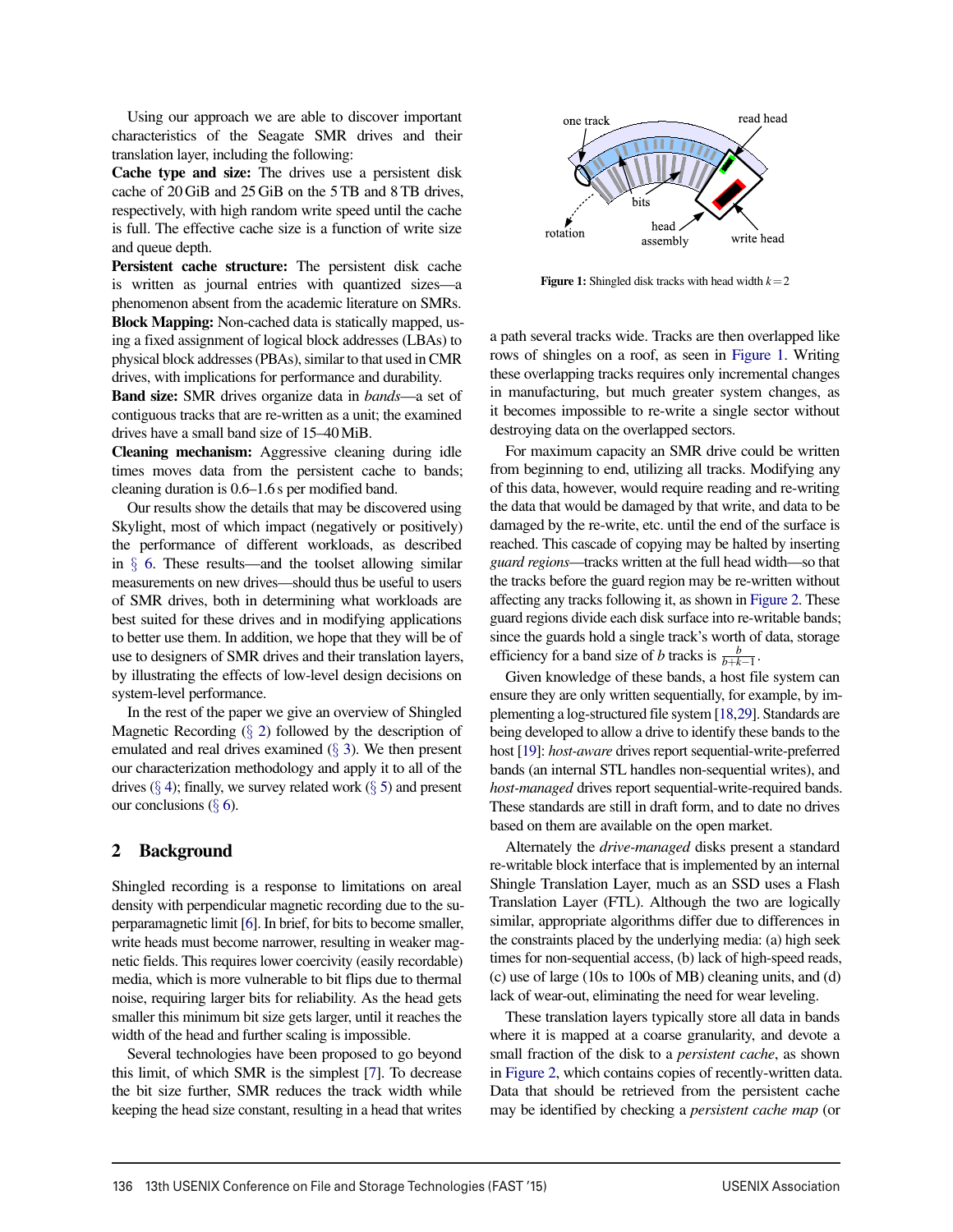Using our approach we are able to discover important characteristics of the Seagate SMR drives and their translation layer, including the following:

**Cache type and size:** The drives use a persistent disk cache of 20 GiB and 25 GiB on the 5 TB and 8 TB drives, respectively, with high random write speed until the cache is full. The effective cache size is a function of write size and queue depth.

**Persistent cache structure:** The persistent disk cache is written as journal entries with quantized sizes—a phenomenon absent from the academic literature on SMRs.

**Block Mapping:** Non-cached data is statically mapped, using a fixed assignment of logical block addresses (LBAs) to physical block addresses (PBAs), similar to that used in CMR drives, with implications for performance and durability.

**Band size:** SMR drives organize data in *bands*—a set of contiguous tracks that are re-written as a unit; the examined drives have a small band size of 15–40 MiB.

**Cleaning mechanism:** Aggressive cleaning during idle times moves data from the persistent cache to bands; cleaning duration is 0.6–1.6 s per modified band.

Our results show the details that may be discovered using Skylight, most of which impact (negatively or positively) the performance of different workloads, as described in § 6. These results—and the toolset allowing similar measurements on new drives—should thus be useful to users of SMR drives, both in determining what workloads are best suited for these drives and in modifying applications to better use them. In addition, we hope that they will be of use to designers of SMR drives and their translation layers, by illustrating the effects of low-level design decisions on system-level performance.

In the rest of the paper we give an overview of Shingled Magnetic Recording (§ 2) followed by the description of emulated and real drives examined (§ 3). We then present our characterization methodology and apply it to all of the drives (§ 4); finally, we survey related work (§ 5) and present our conclusions (§ 6).

## 2 Background

Shingled recording is a response to limitations on areal density with perpendicular magnetic recording due to the superparamagnetic limit [6]. In brief, for bits to become smaller, write heads must become narrower, resulting in weaker magnetic fields. This requires lower coercivity (easily recordable) media, which is more vulnerable to bit flips due to thermal noise, requiring larger bits for reliability. As the head gets smaller this minimum bit size gets larger, until it reaches the width of the head and further scaling is impossible.

Several technologies have been proposed to go beyond this limit, of which SMR is the simplest [7]. To decrease the bit size further, SMR reduces the track width while keeping the head size constant, resulting in a head that writes a path several tracks wide. Tracks are then overlapped like rows of shingles on a roof, as seen in Figure 1. Writing these overlapping tracks requires only incremental changes in manufacturing, but much greater system changes, as it becomes impossible to re-write a single sector without destroying data on the overlapped sectors.

**Figure 1:** Shingled disk tracks with head width $k=2$

For maximum capacity an SMR drive could be written from beginning to end, utilizing all tracks. Modifying any of this data, however, would require reading and re-writing the data that would be damaged by that write, and data to be damaged by the re-write, etc. until the end of the surface is reached. This cascade of copying may be halted by inserting *guard regions*—tracks written at the full head width—so that the tracks before the guard region may be re-written without affecting any tracks following it, as shown in Figure 2. These guard regions divide each disk surface into re-writable bands; since the guards hold a single track's worth of data, storage efficiency for a band size of $b$ tracks is $\frac{b}{b+k-1}$.

Given knowledge of these bands, a host file system can ensure they are only written sequentially, for example, by implementing a log-structured file system [18,29]. Standards are being developed to allow a drive to identify these bands to the host [19]: *host-aware* drives report sequential-write-preferred bands (an internal STL handles non-sequential writes), and *host-managed* drives report sequential-write-required bands. These standards are still in draft form, and to date no drives based on them are available on the open market.

Alternately the *drive-managed* disks present a standard re-writable block interface that is implemented by an internal Shingle Translation Layer, much as an SSD uses a Flash Translation Layer (FTL). Although the two are logically similar, appropriate algorithms differ due to differences in the constraints placed by the underlying media: (a) high seek times for non-sequential access, (b) lack of high-speed reads, (c) use of large (10s to 100s of MB) cleaning units, and (d) lack of wear-out, eliminating the need for wear leveling.

These translation layers typically store all data in bands where it is mapped at a coarse granularity, and devote a small fraction of the disk to a *persistent cache*, as shown in Figure 2, which contains copies of recently-written data. Data that should be retrieved from the persistent cache may be identified by checking a *persistent cache map* (or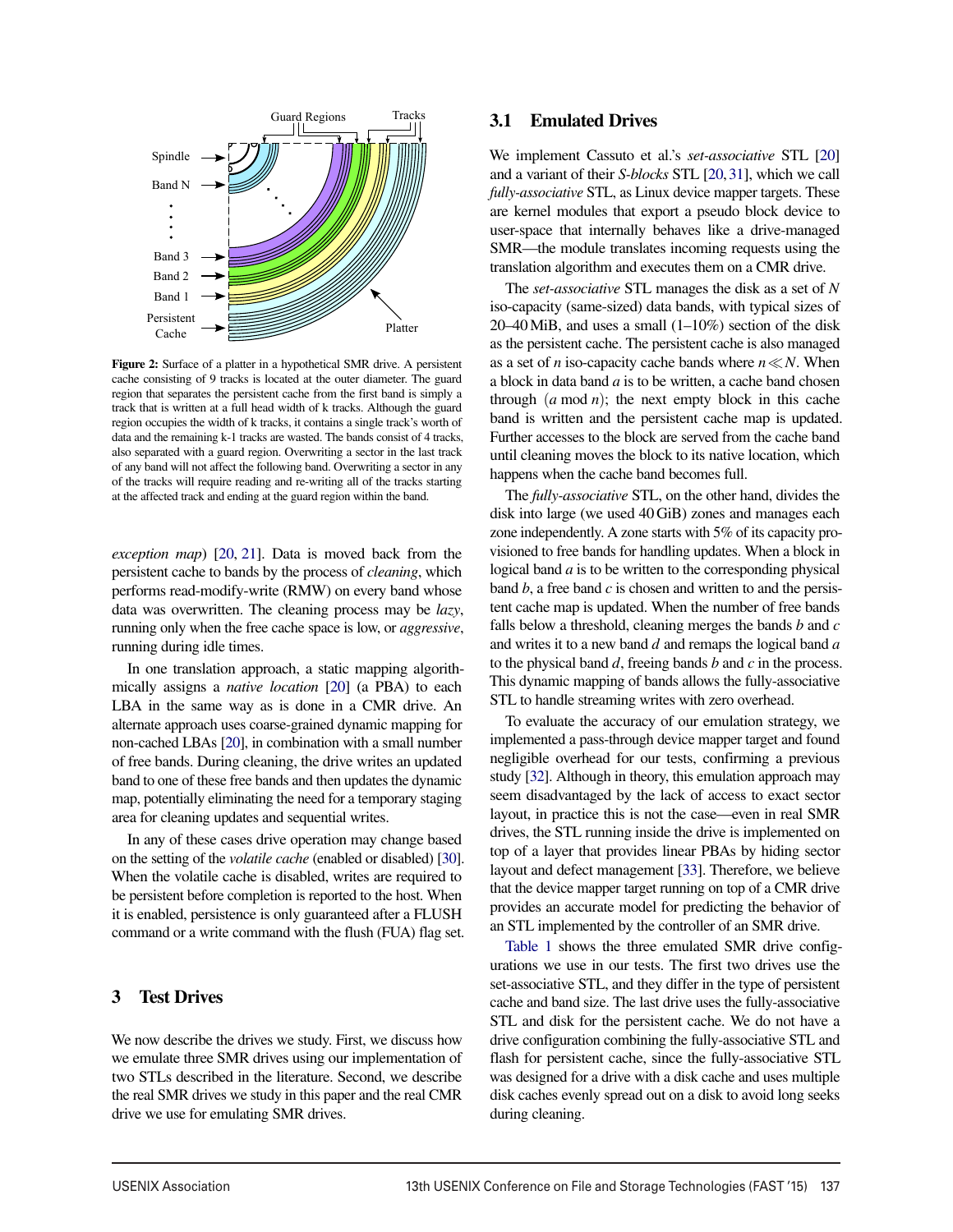Figure 2: Surface of a platter in a hypothetical SMR drive. A persistent cache consisting of 9 tracks is located at the outer diameter. The guard region that separates the persistent cache from the first band is simply a track that is written at a full head width of k tracks. Although the guard region occupies the width of k tracks, it contains a single track's worth of data and the remaining k-1 tracks are wasted. The bands consist of 4 tracks, also separated with a guard region. Overwriting a sector in the last track of any band will not affect the following band. Overwriting a sector in any of the tracks will require reading and re-writing all of the tracks starting at the affected track and ending at the guard region within the band.

*exception map*) [20, 21]. Data is moved back from the persistent cache to bands by the process of *cleaning*, which performs read-modify-write (RMW) on every band whose data was overwritten. The cleaning process may be *lazy*, running only when the free cache space is low, or *aggressive*, running during idle times.

In one translation approach, a static mapping algorithmically assigns a *native location* [20] (a PBA) to each LBA in the same way as is done in a CMR drive. An alternate approach uses coarse-grained dynamic mapping for non-cached LBAs [20], in combination with a small number of free bands. During cleaning, the drive writes an updated band to one of these free bands and then updates the dynamic map, potentially eliminating the need for a temporary staging area for cleaning updates and sequential writes.

In any of these cases drive operation may change based on the setting of the *volatile cache* (enabled or disabled) [30]. When the volatile cache is disabled, writes are required to be persistent before completion is reported to the host. When it is enabled, persistence is only guaranteed after a FLUSH command or a write command with the flush (FUA) flag set.

## 3 Test Drives

We now describe the drives we study. First, we discuss how we emulate three SMR drives using our implementation of two STLs described in the literature. Second, we describe the real SMR drives we study in this paper and the real CMR drive we use for emulating SMR drives.

### 3.1 Emulated Drives

We implement Cassuto et al.'s *set-associative* STL [20] and a variant of their *S-blocks* STL [20, 31], which we call *fully-associative* STL, as Linux device mapper targets. These are kernel modules that export a pseudo block device to user-space that internally behaves like a drive-managed SMR—the module translates incoming requests using the translation algorithm and executes them on a CMR drive.

The *set-associative* STL manages the disk as a set of $N$ iso-capacity (same-sized) data bands, with typical sizes of 20–40 MiB, and uses a small (1–10%) section of the disk as the persistent cache. The persistent cache is also managed as a set of $n$ iso-capacity cache bands where $n \ll N$. When a block in data band $a$ is to be written, a cache band chosen through ($a \bmod n$); the next empty block in this cache band is written and the persistent cache map is updated. Further accesses to the block are served from the cache band until cleaning moves the block to its native location, which happens when the cache band becomes full.

The *fully-associative* STL, on the other hand, divides the disk into large (we used 40 GiB) zones and manages each zone independently. A zone starts with 5% of its capacity provisioned to free bands for handling updates. When a block in logical band $a$ is to be written to the corresponding physical band $b$, a free band $c$ is chosen and written to and the persistent cache map is updated. When the number of free bands falls below a threshold, cleaning merges the bands $b$ and $c$ and writes it to a new band $d$ and remaps the logical band $a$ to the physical band $d$, freeing bands $b$ and $c$ in the process. This dynamic mapping of bands allows the fully-associative STL to handle streaming writes with zero overhead.

To evaluate the accuracy of our emulation strategy, we implemented a pass-through device mapper target and found negligible overhead for our tests, confirming a previous study [32]. Although in theory, this emulation approach may seem disadvantaged by the lack of access to exact sector layout, in practice this is not the case—even in real SMR drives, the STL running inside the drive is implemented on top of a layer that provides linear PBAs by hiding sector layout and defect management [33]. Therefore, we believe that the device mapper target running on top of a CMR drive provides an accurate model for predicting the behavior of an STL implemented by the controller of an SMR drive.

Table 1 shows the three emulated SMR drive configurations we use in our tests. The first two drives use the set-associative STL, and they differ in the type of persistent cache and band size. The last drive uses the fully-associative STL and disk for the persistent cache. We do not have a drive configuration combining the fully-associative STL and flash for persistent cache, since the fully-associative STL was designed for a drive with a disk cache and uses multiple disk caches evenly spread out on a disk to avoid long seeks during cleaning.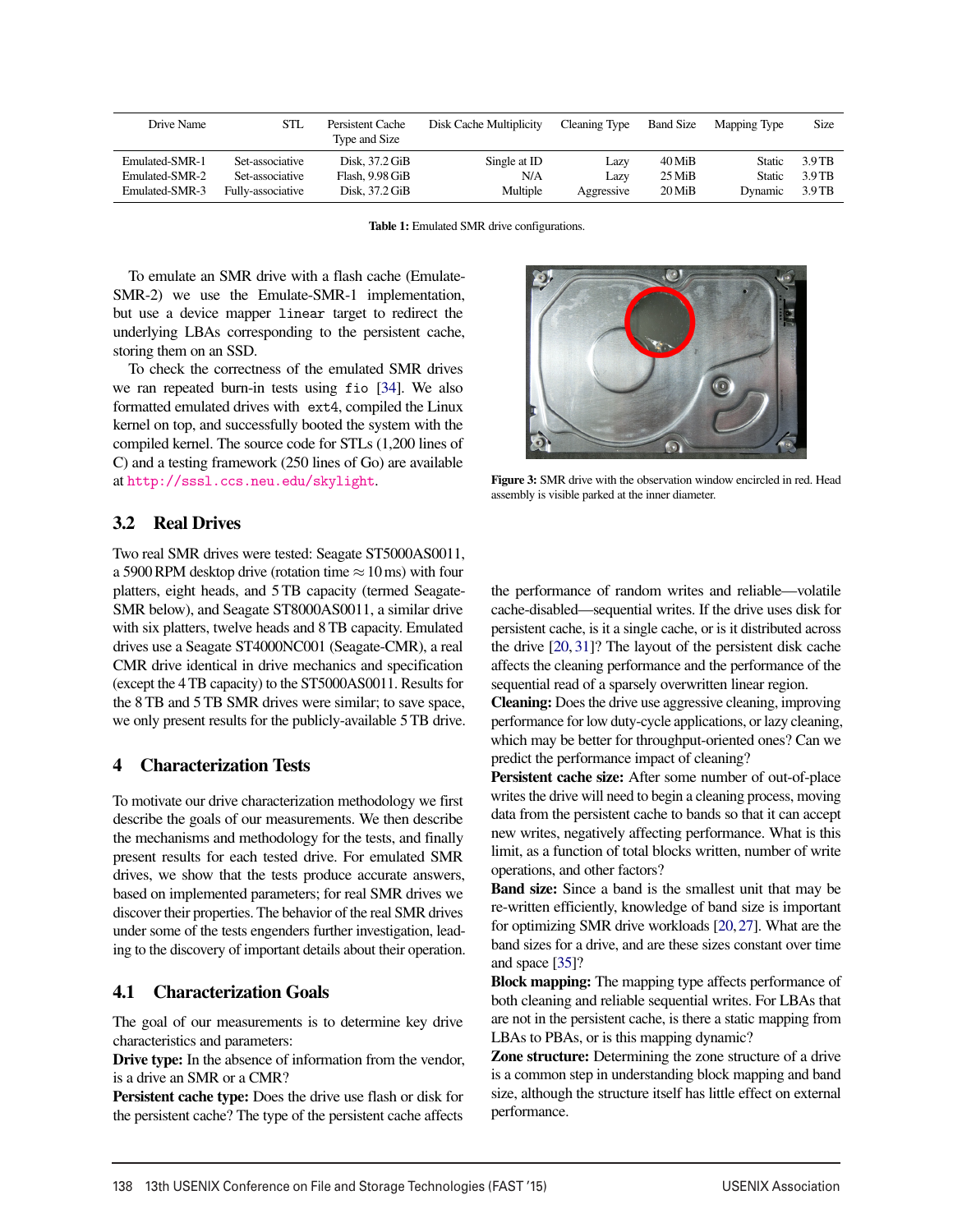| Drive Name | STL | Persistent Cache Type and Size | Disk Cache Multiplicity | Cleaning Type | Band Size | Mapping Type | Size |
|---|---|---|---|---|---|---|---|
| Emulated-SMR-1 | Set-associative | Disk, 37.2 GiB | Single at ID | Lazy | 40 MiB | Static | 3.9 TB |
| Emulated-SMR-2 | Set-associative | Flash, 9.98 GiB | N/A | Lazy | 25 MiB | Static | 3.9 TB |
| Emulated-SMR-3 | Fully-associative | Disk, 37.2 GiB | Multiple | Aggressive | 20 MiB | Dynamic | 3.9 TB |

**Table 1:** Emulated SMR drive configurations.

To emulate an SMR drive with a flash cache (Emulate-SMR-2) we use the Emulate-SMR-1 implementation, but use a device mapper `linear` target to redirect the underlying LBAs corresponding to the persistent cache, storing them on an SSD.

To check the correctness of the emulated SMR drives we ran repeated burn-in tests using `fio` [34]. We also formatted emulated drives with `ext4`, compiled the Linux kernel on top, and successfully booted the system with the compiled kernel. The source code for STLs (1,200 lines of C) and a testing framework (250 lines of Go) are available at http://sssl.ccs.neu.edu/skylight.

**Figure 3:** SMR drive with the observation window encircled in red. Head assembly is visible parked at the inner diameter.

## 3.2 Real Drives

Two real SMR drives were tested: Seagate ST5000AS0011, a 5900 RPM desktop drive (rotation time $\approx$ 10 ms) with four platters, eight heads, and 5 TB capacity (termed Seagate-SMR below), and Seagate ST8000AS0011, a similar drive with six platters, twelve heads and 8 TB capacity. Emulated drives use a Seagate ST4000NC001 (Seagate-CMR), a real CMR drive identical in drive mechanics and specification (except the 4 TB capacity) to the ST5000AS0011. Results for the 8 TB and 5 TB SMR drives were similar; to save space, we only present results for the publicly-available 5 TB drive.

# 4 Characterization Tests

To motivate our drive characterization methodology we first describe the goals of our measurements. We then describe the mechanisms and methodology for the tests, and finally present results for each tested drive. For emulated SMR drives, we show that the tests produce accurate answers, based on implemented parameters; for real SMR drives we discover their properties. The behavior of the real SMR drives under some of the tests engenders further investigation, leading to the discovery of important details about their operation.

## 4.1 Characterization Goals

The goal of our measurements is to determine key drive characteristics and parameters:

**Drive type:** In the absence of information from the vendor, is a drive an SMR or a CMR?

**Persistent cache type:** Does the drive use flash or disk for the persistent cache? The type of the persistent cache affects the performance of random writes and reliable—volatile cache-disabled—sequential writes. If the drive uses disk for persistent cache, is it a single cache, or is it distributed across the drive [20, 31]? The layout of the persistent disk cache affects the cleaning performance and the performance of the sequential read of a sparsely overwritten linear region.

**Cleaning:** Does the drive use aggressive cleaning, improving performance for low duty-cycle applications, or lazy cleaning, which may be better for throughput-oriented ones? Can we predict the performance impact of cleaning?

**Persistent cache size:** After some number of out-of-place writes the drive will need to begin a cleaning process, moving data from the persistent cache to bands so that it can accept new writes, negatively affecting performance. What is this limit, as a function of total blocks written, number of write operations, and other factors?

**Band size:** Since a band is the smallest unit that may be re-written efficiently, knowledge of band size is important for optimizing SMR drive workloads [20, 27]. What are the band sizes for a drive, and are these sizes constant over time and space [35]?

**Block mapping:** The mapping type affects performance of both cleaning and reliable sequential writes. For LBAs that are not in the persistent cache, is there a static mapping from LBAs to PBAs, or is this mapping dynamic?

**Zone structure:** Determining the zone structure of a drive is a common step in understanding block mapping and band size, although the structure itself has little effect on external performance.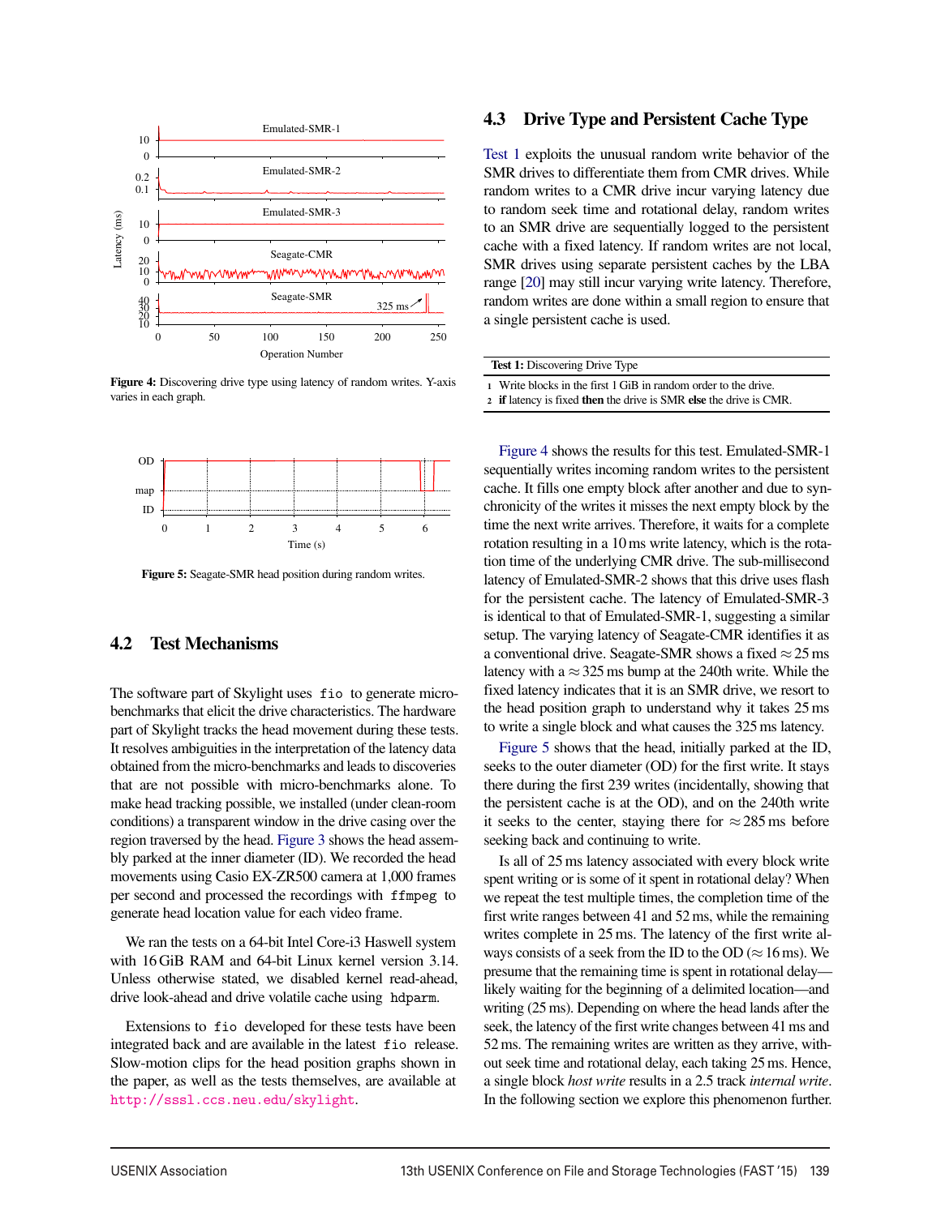Figure 4: Discovering drive type using latency of random writes. Y-axis varies in each graph.

Figure 5: Seagate-SMR head position during random writes.

## 4.2 Test Mechanisms

The software part of Skylight uses `fio` to generate micro-benchmarks that elicit the drive characteristics. The hardware part of Skylight tracks the head movement during these tests. It resolves ambiguities in the interpretation of the latency data obtained from the micro-benchmarks and leads to discoveries that are not possible with micro-benchmarks alone. To make head tracking possible, we installed (under clean-room conditions) a transparent window in the drive casing over the region traversed by the head. Figure 3 shows the head assembly parked at the inner diameter (ID). We recorded the head movements using Casio EX-ZR500 camera at 1,000 frames per second and processed the recordings with `ffmpeg` to generate head location value for each video frame.

We ran the tests on a 64-bit Intel Core-i3 Haswell system with 16 GiB RAM and 64-bit Linux kernel version 3.14. Unless otherwise stated, we disabled kernel read-ahead, drive look-ahead and drive volatile cache using `hdparm`.

Extensions to `fio` developed for these tests have been integrated back and are available in the latest `fio` release. Slow-motion clips for the head position graphs shown in the paper, as well as the tests themselves, are available at http://sssl.ccs.neu.edu/skylight.

## 4.3 Drive Type and Persistent Cache Type

Test 1 exploits the unusual random write behavior of the SMR drives to differentiate them from CMR drives. While random writes to a CMR drive incur varying latency due to random seek time and rotational delay, random writes to an SMR drive are sequentially logged to the persistent cache with a fixed latency. If random writes are not local, SMR drives using separate persistent caches by the LBA range [20] may still incur varying write latency. Therefore, random writes are done within a small region to ensure that a single persistent cache is used.

**Test 1:** Discovering Drive Type

1. Write blocks in the first 1 GiB in random order to the drive.
2. **if** latency is fixed **then** the drive is SMR **else** the drive is CMR.

Figure 4 shows the results for this test. Emulated-SMR-1 sequentially writes incoming random writes to the persistent cache. It fills one empty block after another and due to synchronicity of the writes it misses the next empty block by the time the next write arrives. Therefore, it waits for a complete rotation resulting in a 10 ms write latency, which is the rotation time of the underlying CMR drive. The sub-millisecond latency of Emulated-SMR-2 shows that this drive uses flash for the persistent cache. The latency of Emulated-SMR-3 is identical to that of Emulated-SMR-1, suggesting a similar setup. The varying latency of Seagate-CMR identifies it as a conventional drive. Seagate-SMR shows a fixed $\approx$25 ms latency with a $\approx$325 ms bump at the 240th write. While the fixed latency indicates that it is an SMR drive, we resort to the head position graph to understand why it takes 25 ms to write a single block and what causes the 325 ms latency.

Figure 5 shows that the head, initially parked at the ID, seeks to the outer diameter (OD) for the first write. It stays there during the first 239 writes (incidentally, showing that the persistent cache is at the OD), and on the 240th write it seeks to the center, staying there for $\approx$285 ms before seeking back and continuing to write.

Is all of 25 ms latency associated with every block write spent writing or is some of it spent in rotational delay? When we repeat the test multiple times, the completion time of the first write ranges between 41 and 52 ms, while the remaining writes complete in 25 ms. The latency of the first write always consists of a seek from the ID to the OD ($\approx$16 ms). We presume that the remaining time is spent in rotational delay—likely waiting for the beginning of a delimited location—and writing (25 ms). Depending on where the head lands after the seek, the latency of the first write changes between 41 ms and 52 ms. The remaining writes are written as they arrive, without seek time and rotational delay, each taking 25 ms. Hence, a single block *host write* results in a 2.5 track *internal write*. In the following section we explore this phenomenon further.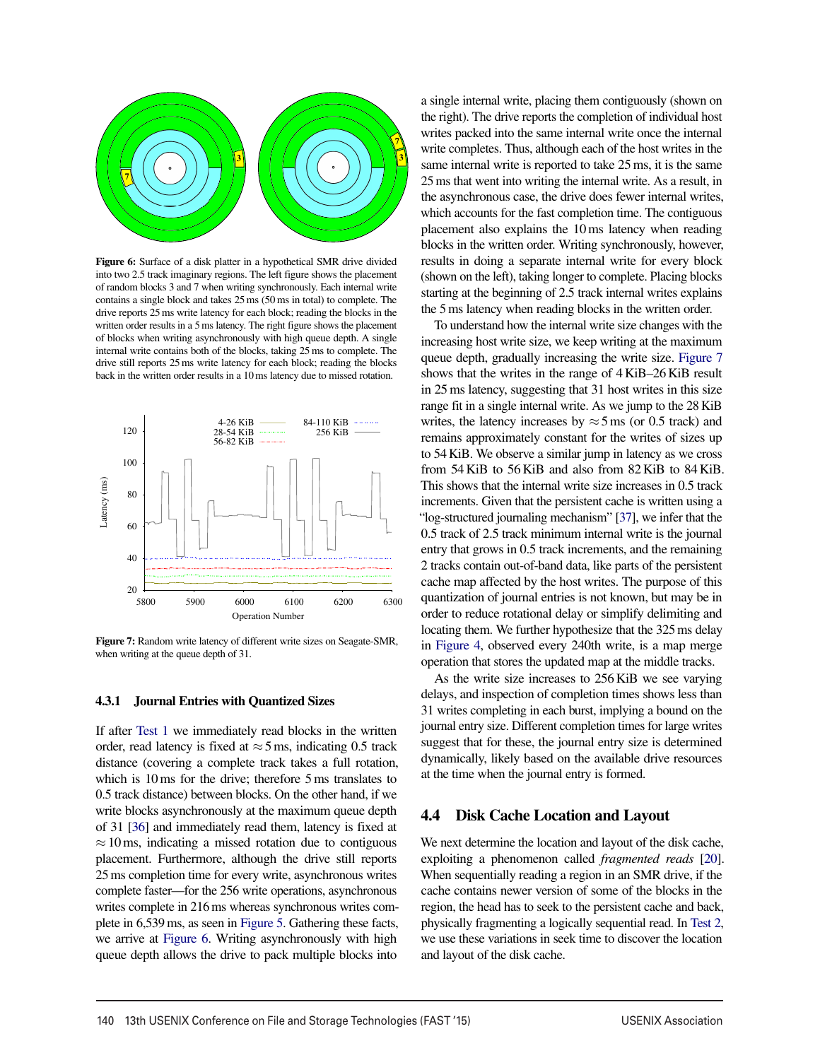**Figure 6:** Surface of a disk platter in a hypothetical SMR drive divided into two 2.5 track imaginary regions. The left figure shows the placement of random blocks 3 and 7 when writing synchronously. Each internal write contains a single block and takes 25 ms (50 ms in total) to complete. The drive reports 25 ms write latency for each block; reading the blocks in the written order results in a 5 ms latency. The right figure shows the placement of blocks when writing asynchronously with high queue depth. A single internal write contains both of the blocks, taking 25 ms to complete. The drive still reports 25 ms write latency for each block; reading the blocks back in the written order results in a 10 ms latency due to missed rotation.

**Figure 7:** Random write latency of different write sizes on Seagate-SMR, when writing at the queue depth of 31.

### 4.3.1 Journal Entries with Quantized Sizes

If after Test 1 we immediately read blocks in the written order, read latency is fixed at $\approx 5$ ms, indicating 0.5 track distance (covering a complete track takes a full rotation, which is 10 ms for the drive; therefore 5 ms translates to 0.5 track distance) between blocks. On the other hand, if we write blocks asynchronously at the maximum queue depth of 31 [36] and immediately read them, latency is fixed at $\approx 10$ ms, indicating a missed rotation due to contiguous placement. Furthermore, although the drive still reports 25 ms completion time for every write, asynchronous writes complete faster—for the 256 write operations, asynchronous writes complete in 216 ms whereas synchronous writes complete in 6,539 ms, as seen in Figure 5. Gathering these facts, we arrive at Figure 6. Writing asynchronously with high queue depth allows the drive to pack multiple blocks into a single internal write, placing them contiguously (shown on the right). The drive reports the completion of individual host writes packed into the same internal write once the internal write completes. Thus, although each of the host writes in the same internal write is reported to take 25 ms, it is the same 25 ms that went into writing the internal write. As a result, in the asynchronous case, the drive does fewer internal writes, which accounts for the fast completion time. The contiguous placement also explains the 10 ms latency when reading blocks in the written order. Writing synchronously, however, results in doing a separate internal write for every block (shown on the left), taking longer to complete. Placing blocks starting at the beginning of 2.5 track internal writes explains the 5 ms latency when reading blocks in the written order.

To understand how the internal write size changes with the increasing host write size, we keep writing at the maximum queue depth, gradually increasing the write size. Figure 7 shows that the writes in the range of 4 KiB–26 KiB result in 25 ms latency, suggesting that 31 host writes in this size range fit in a single internal write. As we jump to the 28 KiB writes, the latency increases by $\approx 5$ ms (or 0.5 track) and remains approximately constant for the writes of sizes up to 54 KiB. We observe a similar jump in latency as we cross from 54 KiB to 56 KiB and also from 82 KiB to 84 KiB. This shows that the internal write size increases in 0.5 track increments. Given that the persistent cache is written using a "log-structured journaling mechanism" [37], we infer that the 0.5 track of 2.5 track minimum internal write is the journal entry that grows in 0.5 track increments, and the remaining 2 tracks contain out-of-band data, like parts of the persistent cache map affected by the host writes. The purpose of this quantization of journal entries is not known, but may be in order to reduce rotational delay or simplify delimiting and locating them. We further hypothesize that the 325 ms delay in Figure 4, observed every 240th write, is a map merge operation that stores the updated map at the middle tracks.

As the write size increases to 256 KiB we see varying delays, and inspection of completion times shows less than 31 writes completing in each burst, implying a bound on the journal entry size. Different completion times for large writes suggest that for these, the journal entry size is determined dynamically, likely based on the available drive resources at the time when the journal entry is formed.

## 4.4 Disk Cache Location and Layout

We next determine the location and layout of the disk cache, exploiting a phenomenon called *fragmented reads* [20]. When sequentially reading a region in an SMR drive, if the cache contains newer version of some of the blocks in the region, the head has to seek to the persistent cache and back, physically fragmenting a logically sequential read. In Test 2, we use these variations in seek time to discover the location and layout of the disk cache.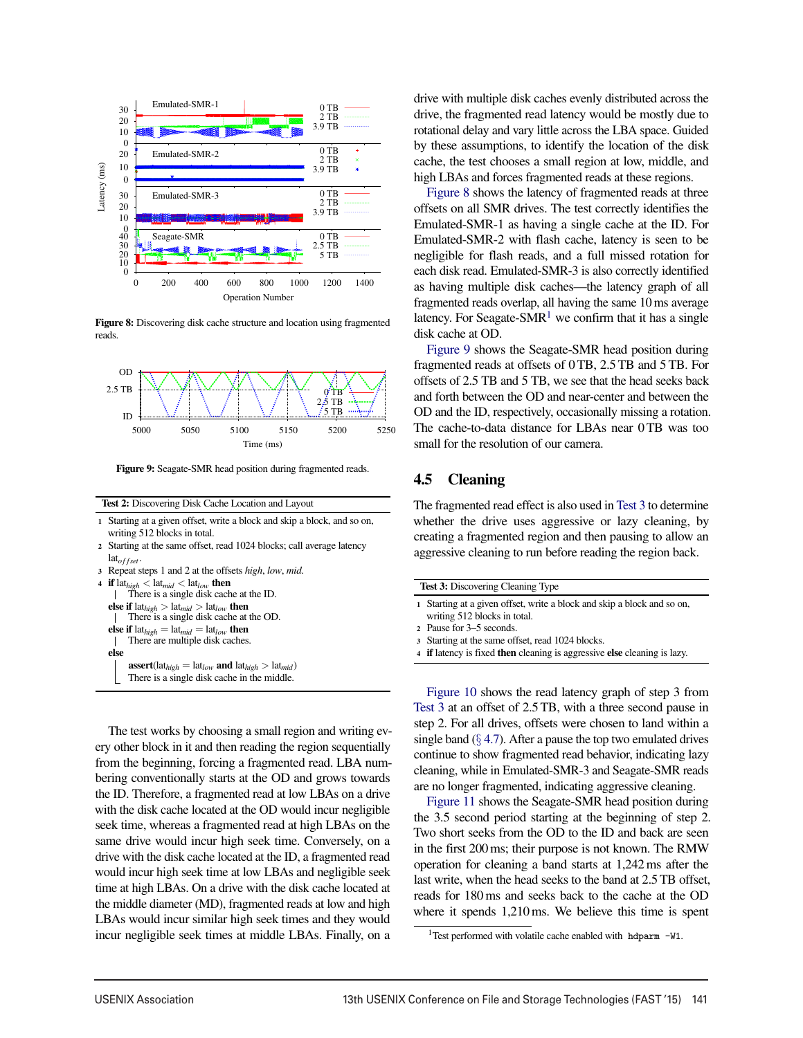**Figure 8:** Discovering disk cache structure and location using fragmented reads.

**Figure 9:** Seagate-SMR head position during fragmented reads.

**Test 2:** Discovering Disk Cache Location and Layout

1. Starting at a given offset, write a block and skip a block, and so on, writing 512 blocks in total.
2. Starting at the same offset, read 1024 blocks; call average latency $\text{lat}_{offset}$.
3. Repeat steps 1 and 2 at the offsets *high*, *low*, *mid*.
4. **if** $\text{lat}_{high} < \text{lat}_{mid} < \text{lat}_{low}$ **then**
   There is a single disk cache at the ID.
   **else if** $\text{lat}_{high} > \text{lat}_{mid} > \text{lat}_{low}$ **then**
   There is a single disk cache at the OD.
   **else if** $\text{lat}_{high} = \text{lat}_{mid} = \text{lat}_{low}$ **then**
   There are multiple disk caches.
   **else**
   **assert**($\text{lat}_{high} = \text{lat}_{low}$ **and** $\text{lat}_{high} > \text{lat}_{mid}$)
   There is a single disk cache in the middle.

The test works by choosing a small region and writing every other block in it and then reading the region sequentially from the beginning, forcing a fragmented read. LBA numbering conventionally starts at the OD and grows towards the ID. Therefore, a fragmented read at low LBAs on a drive with the disk cache located at the OD would incur negligible seek time, whereas a fragmented read at high LBAs on the same drive would incur high seek time. Conversely, on a drive with the disk cache located at the ID, a fragmented read would incur high seek time at low LBAs and negligible seek time at high LBAs. On a drive with the disk cache located at the middle diameter (MD), fragmented reads at low and high LBAs would incur similar high seek times and they would incur negligible seek times at middle LBAs. Finally, on a drive with multiple disk caches evenly distributed across the drive, the fragmented read latency would be mostly due to rotational delay and vary little across the LBA space. Guided by these assumptions, to identify the location of the disk cache, the test chooses a small region at low, middle, and high LBAs and forces fragmented reads at these regions.

Figure 8 shows the latency of fragmented reads at three offsets on all SMR drives. The test correctly identifies the Emulated-SMR-1 as having a single cache at the ID. For Emulated-SMR-2 with flash cache, latency is seen to be negligible for flash reads, and a full missed rotation for each disk read. Emulated-SMR-3 is also correctly identified as having multiple disk caches—the latency graph of all fragmented reads overlap, all having the same 10 ms average latency. For Seagate-SMR[1] we confirm that it has a single disk cache at OD.

Figure 9 shows the Seagate-SMR head position during fragmented reads at offsets of 0 TB, 2.5 TB and 5 TB. For offsets of 2.5 TB and 5 TB, we see that the head seeks back and forth between the OD and near-center and between the OD and the ID, respectively, occasionally missing a rotation. The cache-to-data distance for LBAs near 0 TB was too small for the resolution of our camera.

## 4.5 Cleaning

The fragmented read effect is also used in Test 3 to determine whether the drive uses aggressive or lazy cleaning, by creating a fragmented region and then pausing to allow an aggressive cleaning to run before reading the region back.

**Test 3:** Discovering Cleaning Type

1. Starting at a given offset, write a block and skip a block and so on, writing 512 blocks in total.
2. Pause for 3–5 seconds.
3. Starting at the same offset, read 1024 blocks.
4. **if** latency is fixed **then** cleaning is aggressive **else** cleaning is lazy.

Figure 10 shows the read latency graph of step 3 from Test 3 at an offset of 2.5 TB, with a three second pause in step 2. For all drives, offsets were chosen to land within a single band (§ 4.7). After a pause the top two emulated drives continue to show fragmented read behavior, indicating lazy cleaning, while in Emulated-SMR-3 and Seagate-SMR reads are no longer fragmented, indicating aggressive cleaning.

Figure 11 shows the Seagate-SMR head position during the 3.5 second period starting at the beginning of step 2. Two short seeks from the OD to the ID and back are seen in the first 200 ms; their purpose is not known. The RMW operation for cleaning a band starts at 1,242 ms after the last write, when the head seeks to the band at 2.5 TB offset, reads for 180 ms and seeks back to the cache at the OD where it spends 1,210 ms. We believe this time is spent

[1] Test performed with volatile cache enabled with `hdparm -W1`.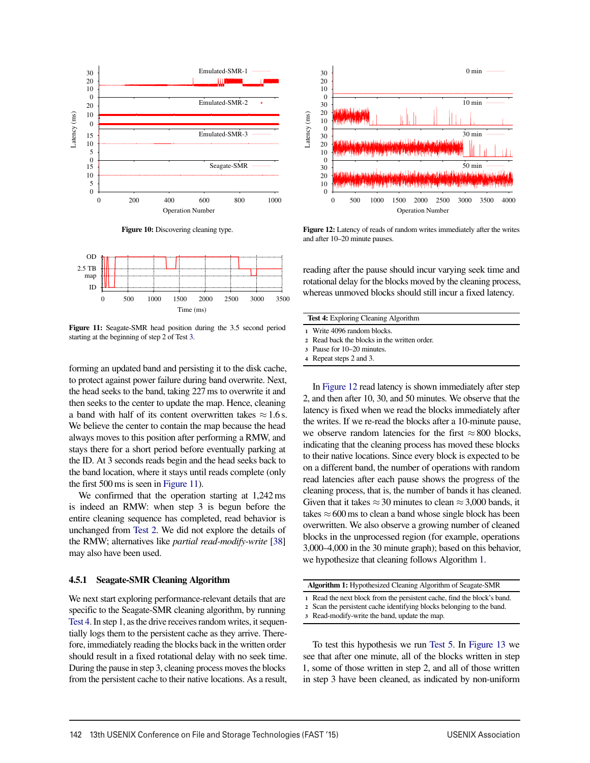Figure 10: Discovering cleaning type.

Figure 11: Seagate-SMR head position during the 3.5 second period starting at the beginning of step 2 of Test 3.

forming an updated band and persisting it to the disk cache, to protect against power failure during band overwrite. Next, the head seeks to the band, taking 227 ms to overwrite it and then seeks to the center to update the map. Hence, cleaning a band with half of its content overwritten takes ≈ 1.6 s. We believe the center to contain the map because the head always moves to this position after performing a RMW, and stays there for a short period before eventually parking at the ID. At 3 seconds reads begin and the head seeks back to the band location, where it stays until reads complete (only the first 500 ms is seen in Figure 11).

We confirmed that the operation starting at 1,242 ms is indeed an RMW: when step 3 is begun before the entire cleaning sequence has completed, read behavior is unchanged from Test 2. We did not explore the details of the RMW; alternatives like *partial read-modify-write* [38] may also have been used.

### 4.5.1 Seagate-SMR Cleaning Algorithm

We next start exploring performance-relevant details that are specific to the Seagate-SMR cleaning algorithm, by running Test 4. In step 1, as the drive receives random writes, it sequentially logs them to the persistent cache as they arrive. Therefore, immediately reading the blocks back in the written order should result in a fixed rotational delay with no seek time. During the pause in step 3, cleaning process moves the blocks from the persistent cache to their native locations. As a result,

Figure 12: Latency of reads of random writes immediately after the writes and after 10–20 minute pauses.

reading after the pause should incur varying seek time and rotational delay for the blocks moved by the cleaning process, whereas unmoved blocks should still incur a fixed latency.

**Test 4:** Exploring Cleaning Algorithm

1. Write 4096 random blocks.
2. Read back the blocks in the written order.
3. Pause for 10–20 minutes.
4. Repeat steps 2 and 3.

In Figure 12 read latency is shown immediately after step 2, and then after 10, 30, and 50 minutes. We observe that the latency is fixed when we read the blocks immediately after the writes. If we re-read the blocks after a 10-minute pause, we observe random latencies for the first ≈ 800 blocks, indicating that the cleaning process has moved these blocks to their native locations. Since every block is expected to be on a different band, the number of operations with random read latencies after each pause shows the progress of the cleaning process, that is, the number of bands it has cleaned. Given that it takes ≈ 30 minutes to clean ≈ 3,000 bands, it takes ≈ 600 ms to clean a band whose single block has been overwritten. We also observe a growing number of cleaned blocks in the unprocessed region (for example, operations 3,000–4,000 in the 30 minute graph); based on this behavior, we hypothesize that cleaning follows Algorithm 1.

**Algorithm 1:** Hypothesized Cleaning Algorithm of Seagate-SMR

1. Read the next block from the persistent cache, find the block's band.
2. Scan the persistent cache identifying blocks belonging to the band.
3. Read-modify-write the band, update the map.

To test this hypothesis we run Test 5. In Figure 13 we see that after one minute, all of the blocks written in step 1, some of those written in step 2, and all of those written in step 3 have been cleaned, as indicated by non-uniform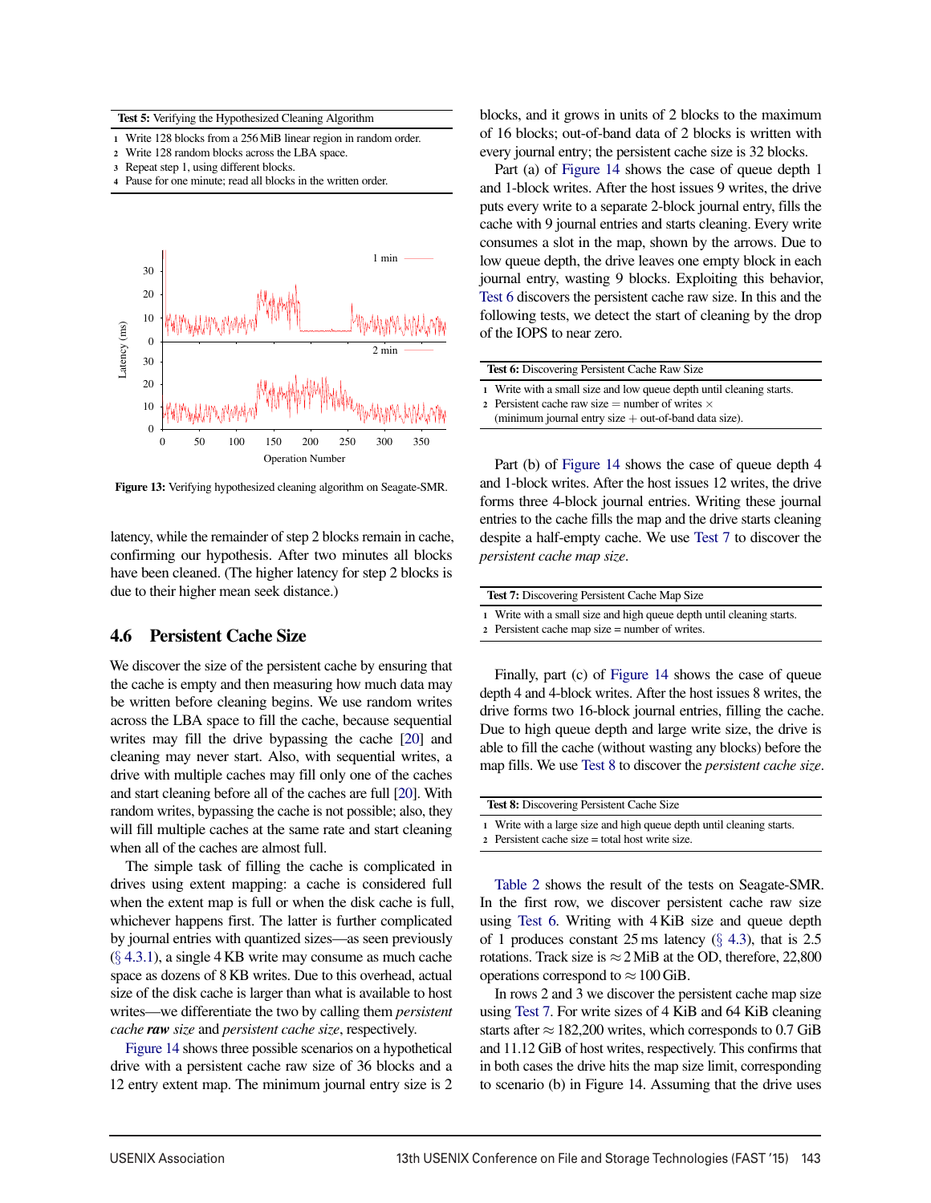**Test 5:** Verifying the Hypothesized Cleaning Algorithm

1. Write 128 blocks from a 256 MiB linear region in random order.
2. Write 128 random blocks across the LBA space.
3. Repeat step 1, using different blocks.
4. Pause for one minute; read all blocks in the written order.

**Figure 13:** Verifying hypothesized cleaning algorithm on Seagate-SMR.

latency, while the remainder of step 2 blocks remain in cache, confirming our hypothesis. After two minutes all blocks have been cleaned. (The higher latency for step 2 blocks is due to their higher mean seek distance.)

## 4.6 Persistent Cache Size

We discover the size of the persistent cache by ensuring that the cache is empty and then measuring how much data may be written before cleaning begins. We use random writes across the LBA space to fill the cache, because sequential writes may fill the drive bypassing the cache [20] and cleaning may never start. Also, with sequential writes, a drive with multiple caches may fill only one of the caches and start cleaning before all of the caches are full [20]. With random writes, bypassing the cache is not possible; also, they will fill multiple caches at the same rate and start cleaning when all of the caches are almost full.

The simple task of filling the cache is complicated in drives using extent mapping: a cache is considered full when the extent map is full or when the disk cache is full, whichever happens first. The latter is further complicated by journal entries with quantized sizes—as seen previously (§ 4.3.1), a single 4 KB write may consume as much cache space as dozens of 8 KB writes. Due to this overhead, actual size of the disk cache is larger than what is available to host writes—we differentiate the two by calling them *persistent cache **raw** size* and *persistent cache size*, respectively.

Figure 14 shows three possible scenarios on a hypothetical drive with a persistent cache raw size of 36 blocks and a 12 entry extent map. The minimum journal entry size is 2 blocks, and it grows in units of 2 blocks to the maximum of 16 blocks; out-of-band data of 2 blocks is written with every journal entry; the persistent cache size is 32 blocks.

Part (a) of Figure 14 shows the case of queue depth 1 and 1-block writes. After the host issues 9 writes, the drive puts every write to a separate 2-block journal entry, fills the cache with 9 journal entries and starts cleaning. Every write consumes a slot in the map, shown by the arrows. Due to low queue depth, the drive leaves one empty block in each journal entry, wasting 9 blocks. Exploiting this behavior, Test 6 discovers the persistent cache raw size. In this and the following tests, we detect the start of cleaning by the drop of the IOPS to near zero.

**Test 6:** Discovering Persistent Cache Raw Size

1. Write with a small size and low queue depth until cleaning starts.
2. Persistent cache raw size = number of writes × (minimum journal entry size + out-of-band data size).

Part (b) of Figure 14 shows the case of queue depth 4 and 1-block writes. After the host issues 12 writes, the drive forms three 4-block journal entries. Writing these journal entries to the cache fills the map and the drive starts cleaning despite a half-empty cache. We use Test 7 to discover the *persistent cache map size*.

**Test 7:** Discovering Persistent Cache Map Size

1. Write with a small size and high queue depth until cleaning starts.
2. Persistent cache map size = number of writes.

Finally, part (c) of Figure 14 shows the case of queue depth 4 and 4-block writes. After the host issues 8 writes, the drive forms two 16-block journal entries, filling the cache. Due to high queue depth and large write size, the drive is able to fill the cache (without wasting any blocks) before the map fills. We use Test 8 to discover the *persistent cache size*.

**Test 8:** Discovering Persistent Cache Size

1. Write with a large size and high queue depth until cleaning starts.
2. Persistent cache size = total host write size.

Table 2 shows the result of the tests on Seagate-SMR. In the first row, we discover persistent cache raw size using Test 6. Writing with 4 KiB size and queue depth of 1 produces constant 25 ms latency (§ 4.3), that is 2.5 rotations. Track size is ≈ 2 MiB at the OD, therefore, 22,800 operations correspond to ≈ 100 GiB.

In rows 2 and 3 we discover the persistent cache map size using Test 7. For write sizes of 4 KiB and 64 KiB cleaning starts after ≈ 182,200 writes, which corresponds to 0.7 GiB and 11.12 GiB of host writes, respectively. This confirms that in both cases the drive hits the map size limit, corresponding to scenario (b) in Figure 14. Assuming that the drive uses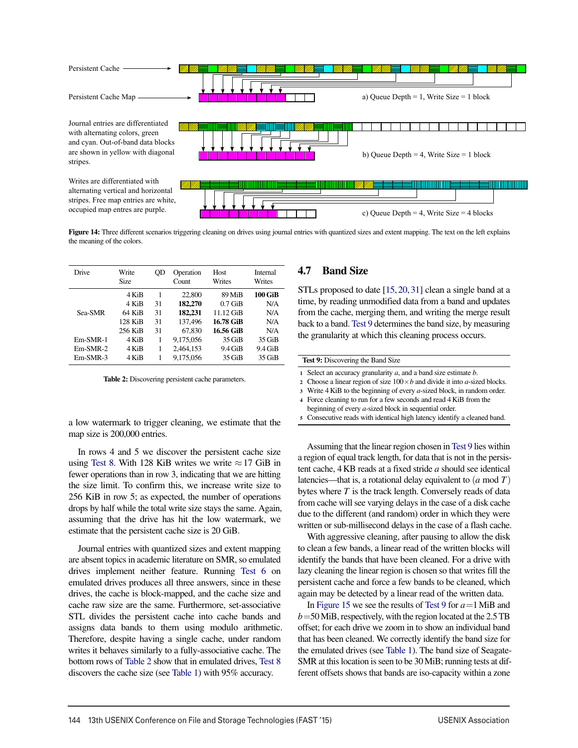Persistent Cache

Persistent Cache Map

a) Queue Depth = 1, Write Size = 1 block

Journal entries are differentiated with alternating colors, green and cyan. Out-of-band data blocks are shown in yellow with diagonal stripes.

b) Queue Depth = 4, Write Size = 1 block

Writes are differentiated with alternating vertical and horizontal stripes. Free map entries are white, occupied map entres are purple.

c) Queue Depth = 4, Write Size = 4 blocks

**Figure 14:** Three different scenarios triggering cleaning on drives using journal entries with quantized sizes and extent mapping. The text on the left explains the meaning of the colors.

| Drive | Write Size | QD | Operation Count | Host Writes | Internal Writes |
|---|---|---|---|---|---|
| Sea-SMR | 4 KiB | 1 | 22,800 | 89 MiB | **100 GiB** |
| | 4 KiB | 31 | **182,270** | 0.7 GiB | N/A |
| | 64 KiB | 31 | **182,231** | 11.12 GiB | N/A |
| | 128 KiB | 31 | 137,496 | **16.78 GiB** | N/A |
| | 256 KiB | 31 | 67,830 | **16.56 GiB** | N/A |
| Em-SMR-1 | 4 KiB | 1 | 9,175,056 | 35 GiB | 35 GiB |
| Em-SMR-2 | 4 KiB | 1 | 2,464,153 | 9.4 GiB | 9.4 GiB |
| Em-SMR-3 | 4 KiB | 1 | 9,175,056 | 35 GiB | 35 GiB |

**Table 2:** Discovering persistent cache parameters.

a low watermark to trigger cleaning, we estimate that the map size is 200,000 entries.

In rows 4 and 5 we discover the persistent cache size using Test 8. With 128 KiB writes we write $\approx$ 17 GiB in fewer operations than in row 3, indicating that we are hitting the size limit. To confirm this, we increase write size to 256 KiB in row 5; as expected, the number of operations drops by half while the total write size stays the same. Again, assuming that the drive has hit the low watermark, we estimate that the persistent cache size is 20 GiB.

Journal entries with quantized sizes and extent mapping are absent topics in academic literature on SMR, so emulated drives implement neither feature. Running Test 6 on emulated drives produces all three answers, since in these drives, the cache is block-mapped, and the cache size and cache raw size are the same. Furthermore, set-associative STL divides the persistent cache into cache bands and assigns data bands to them using modulo arithmetic. Therefore, despite having a single cache, under random writes it behaves similarly to a fully-associative cache. The bottom rows of Table 2 show that in emulated drives, Test 8 discovers the cache size (see Table 1) with 95% accuracy.

## 4.7 Band Size

STLs proposed to date [15, 20, 31] clean a single band at a time, by reading unmodified data from a band and updates from the cache, merging them, and writing the merge result back to a band. Test 9 determines the band size, by measuring the granularity at which this cleaning process occurs.

**Test 9:** Discovering the Band Size

1. Select an accuracy granularity $a$, and a band size estimate $b$.
2. Choose a linear region of size $100 \times b$ and divide it into $a$-sized blocks.
3. Write 4 KiB to the beginning of every $a$-sized block, in random order.
4. Force cleaning to run for a few seconds and read 4 KiB from the beginning of every $a$-sized block in sequential order.
5. Consecutive reads with identical high latency identify a cleaned band.

Assuming that the linear region chosen in Test 9 lies within a region of equal track length, for data that is not in the persistent cache, 4 KB reads at a fixed stride $a$ should see identical latencies—that is, a rotational delay equivalent to $(a \bmod T)$ bytes where $T$ is the track length. Conversely reads of data from cache will see varying delays in the case of a disk cache due to the different (and random) order in which they were written or sub-millisecond delays in the case of a flash cache.

With aggressive cleaning, after pausing to allow the disk to clean a few bands, a linear read of the written blocks will identify the bands that have been cleaned. For a drive with lazy cleaning the linear region is chosen so that writes fill the persistent cache and force a few bands to be cleaned, which again may be detected by a linear read of the written data.

In Figure 15 we see the results of Test 9 for $a = 1$ MiB and $b = 50$ MiB, respectively, with the region located at the 2.5 TB offset; for each drive we zoom in to show an individual band that has been cleaned. We correctly identify the band size for the emulated drives (see Table 1). The band size of Seagate-SMR at this location is seen to be 30 MiB; running tests at different offsets shows that bands are iso-capacity within a zone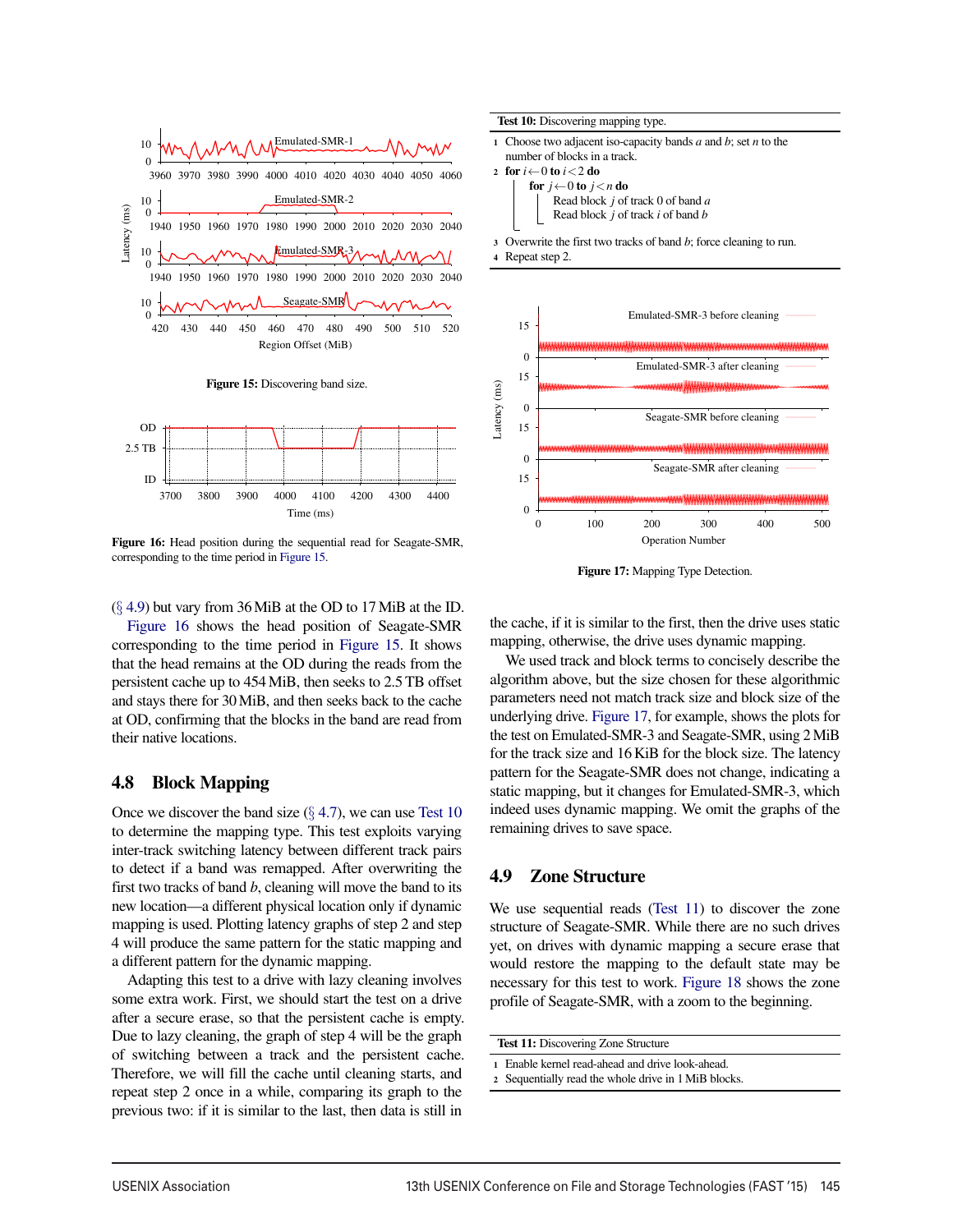Figure 15: Discovering band size.

Figure 16: Head position during the sequential read for Seagate-SMR, corresponding to the time period in Figure 15.

(§ 4.9) but vary from 36 MiB at the OD to 17 MiB at the ID.

Figure 16 shows the head position of Seagate-SMR corresponding to the time period in Figure 15. It shows that the head remains at the OD during the reads from the persistent cache up to 454 MiB, then seeks to 2.5 TB offset and stays there for 30 MiB, and then seeks back to the cache at OD, confirming that the blocks in the band are read from their native locations.

## 4.8 Block Mapping

Once we discover the band size (§ 4.7), we can use Test 10 to determine the mapping type. This test exploits varying inter-track switching latency between different track pairs to detect if a band was remapped. After overwriting the first two tracks of band $b$, cleaning will move the band to its new location—a different physical location only if dynamic mapping is used. Plotting latency graphs of step 2 and step 4 will produce the same pattern for the static mapping and a different pattern for the dynamic mapping.

Adapting this test to a drive with lazy cleaning involves some extra work. First, we should start the test on a drive after a secure erase, so that the persistent cache is empty. Due to lazy cleaning, the graph of step 4 will be the graph of switching between a track and the persistent cache. Therefore, we will fill the cache until cleaning starts, and repeat step 2 once in a while, comparing its graph to the previous two: if it is similar to the last, then data is still in the cache, if it is similar to the first, then the drive uses static mapping, otherwise, the drive uses dynamic mapping.

We used track and block terms to concisely describe the algorithm above, but the size chosen for these algorithmic parameters need not match track size and block size of the underlying drive. Figure 17, for example, shows the plots for the test on Emulated-SMR-3 and Seagate-SMR, using 2 MiB for the track size and 16 KiB for the block size. The latency pattern for the Seagate-SMR does not change, indicating a static mapping, but it changes for Emulated-SMR-3, which indeed uses dynamic mapping. We omit the graphs of the remaining drives to save space.

**Test 10:** Discovering mapping type.

1. Choose two adjacent iso-capacity bands $a$ and $b$; set $n$ to the number of blocks in a track.
2. **for** $i \leftarrow 0$ **to** $i < 2$ **do**
   - **for** $j \leftarrow 0$ **to** $j < n$ **do**
     - Read block $j$ of track 0 of band $a$
     - Read block $j$ of track $i$ of band $b$
3. Overwrite the first two tracks of band $b$; force cleaning to run.
4. Repeat step 2.

Figure 17: Mapping Type Detection.

## 4.9 Zone Structure

We use sequential reads (Test 11) to discover the zone structure of Seagate-SMR. While there are no such drives yet, on drives with dynamic mapping a secure erase that would restore the mapping to the default state may be necessary for this test to work. Figure 18 shows the zone profile of Seagate-SMR, with a zoom to the beginning.

**Test 11:** Discovering Zone Structure

1. Enable kernel read-ahead and drive look-ahead.
2. Sequentially read the whole drive in 1 MiB blocks.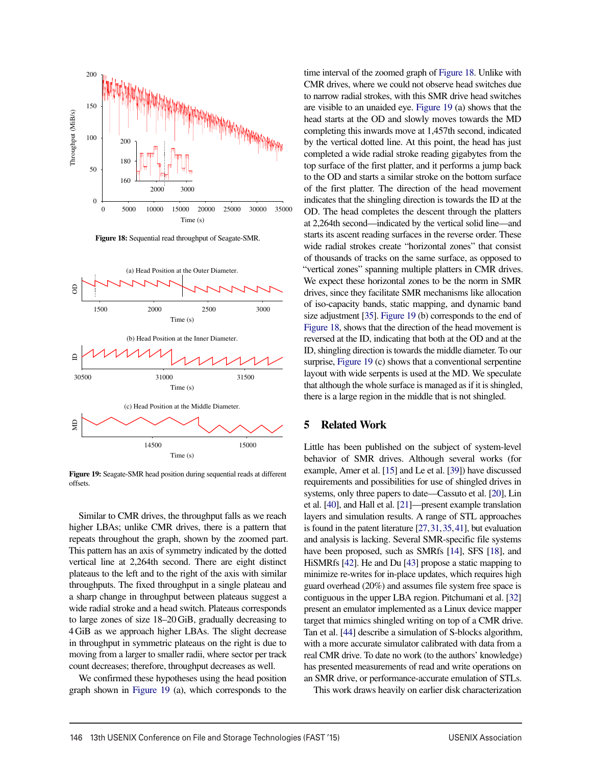Figure 18: Sequential read throughput of Seagate-SMR.

Figure 19: Seagate-SMR head position during sequential reads at different offsets.

Similar to CMR drives, the throughput falls as we reach higher LBAs; unlike CMR drives, there is a pattern that repeats throughout the graph, shown by the zoomed part. This pattern has an axis of symmetry indicated by the dotted vertical line at 2,264th second. There are eight distinct plateaus to the left and to the right of the axis with similar throughputs. The fixed throughput in a single plateau and a sharp change in throughput between plateaus suggest a wide radial stroke and a head switch. Plateaus corresponds to large zones of size 18–20 GiB, gradually decreasing to 4 GiB as we approach higher LBAs. The slight decrease in throughput in symmetric plateaus on the right is due to moving from a larger to smaller radii, where sector per track count decreases; therefore, throughput decreases as well.

We confirmed these hypotheses using the head position graph shown in Figure 19 (a), which corresponds to the time interval of the zoomed graph of Figure 18. Unlike with CMR drives, where we could not observe head switches due to narrow radial strokes, with this SMR drive head switches are visible to an unaided eye. Figure 19 (a) shows that the head starts at the OD and slowly moves towards the MD completing this inwards move at 1,457th second, indicated by the vertical dotted line. At this point, the head has just completed a wide radial stroke reading gigabytes from the top surface of the first platter, and it performs a jump back to the OD and starts a similar stroke on the bottom surface of the first platter. The direction of the head movement indicates that the shingling direction is towards the ID at the OD. The head completes the descent through the platters at 2,264th second—indicated by the vertical solid line—and starts its ascent reading surfaces in the reverse order. These wide radial strokes create "horizontal zones" that consist of thousands of tracks on the same surface, as opposed to "vertical zones" spanning multiple platters in CMR drives. We expect these horizontal zones to be the norm in SMR drives, since they facilitate SMR mechanisms like allocation of iso-capacity bands, static mapping, and dynamic band size adjustment [35]. Figure 19 (b) corresponds to the end of Figure 18, shows that the direction of the head movement is reversed at the ID, indicating that both at the OD and at the ID, shingling direction is towards the middle diameter. To our surprise, Figure 19 (c) shows that a conventional serpentine layout with wide serpents is used at the MD. We speculate that although the whole surface is managed as if it is shingled, there is a large region in the middle that is not shingled.

## 5 Related Work

Little has been published on the subject of system-level behavior of SMR drives. Although several works (for example, Amer et al. [15] and Le et al. [39]) have discussed requirements and possibilities for use of shingled drives in systems, only three papers to date—Cassuto et al. [20], Lin et al. [40], and Hall et al. [21]—present example translation layers and simulation results. A range of STL approaches is found in the patent literature [27,31,35,41], but evaluation and analysis is lacking. Several SMR-specific file systems have been proposed, such as SMRfs [14], SFS [18], and HiSMRfs [42]. He and Du [43] propose a static mapping to minimize re-writes for in-place updates, which requires high guard overhead (20%) and assumes file system free space is contiguous in the upper LBA region. Pitchumani et al. [32] present an emulator implemented as a Linux device mapper target that mimics shingled writing on top of a CMR drive. Tan et al. [44] describe a simulation of S-blocks algorithm, with a more accurate simulator calibrated with data from a real CMR drive. To date no work (to the authors' knowledge) has presented measurements of read and write operations on an SMR drive, or performance-accurate emulation of STLs.

This work draws heavily on earlier disk characterization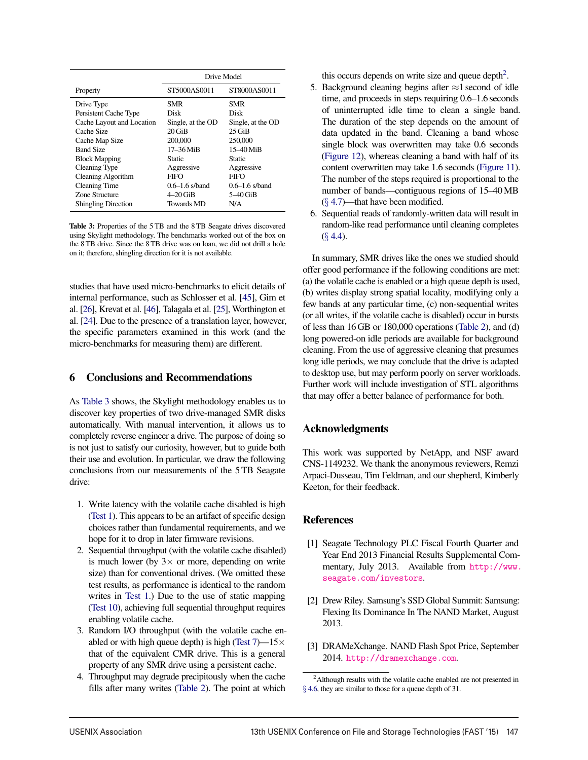| Property | Drive Model | |
|---|---|---|
| | ST5000AS0011 | ST8000AS0011 |
| Drive Type | SMR | SMR |
| Persistent Cache Type | Disk | Disk |
| Cache Layout and Location | Single, at the OD | Single, at the OD |
| Cache Size | 20 GiB | 25 GiB |
| Cache Map Size | 200,000 | 250,000 |
| Band Size | 17–36 MiB | 15–40 MiB |
| Block Mapping | Static | Static |
| Cleaning Type | Aggressive | Aggressive |
| Cleaning Algorithm | FIFO | FIFO |
| Cleaning Time | 0.6–1.6 s/band | 0.6–1.6 s/band |
| Zone Structure | 4–20 GiB | 5–40 GiB |
| Shingling Direction | Towards MD | N/A |

**Table 3:** Properties of the 5 TB and the 8 TB Seagate drives discovered using Skylight methodology. The benchmarks worked out of the box on the 8 TB drive. Since the 8 TB drive was on loan, we did not drill a hole on it; therefore, shingling direction for it is not available.

studies that have used micro-benchmarks to elicit details of internal performance, such as Schlosser et al. [45], Gim et al. [26], Krevat et al. [46], Talagala et al. [25], Worthington et al. [24]. Due to the presence of a translation layer, however, the specific parameters examined in this work (and the micro-benchmarks for measuring them) are different.

## 6 Conclusions and Recommendations

As Table 3 shows, the Skylight methodology enables us to discover key properties of two drive-managed SMR disks automatically. With manual intervention, it allows us to completely reverse engineer a drive. The purpose of doing so is not just to satisfy our curiosity, however, but to guide both their use and evolution. In particular, we draw the following conclusions from our measurements of the 5 TB Seagate drive:

1. Write latency with the volatile cache disabled is high (Test 1). This appears to be an artifact of specific design choices rather than fundamental requirements, and we hope for it to drop in later firmware revisions.
2. Sequential throughput (with the volatile cache disabled) is much lower (by 3× or more, depending on write size) than for conventional drives. (We omitted these test results, as performance is identical to the random writes in Test 1.) Due to the use of static mapping (Test 10), achieving full sequential throughput requires enabling volatile cache.
3. Random I/O throughput (with the volatile cache enabled or with high queue depth) is high (Test 7)—15× that of the equivalent CMR drive. This is a general property of any SMR drive using a persistent cache.
4. Throughput may degrade precipitously when the cache fills after many writes (Table 2). The point at which this occurs depends on write size and queue depth[2].
5. Background cleaning begins after ≈1 second of idle time, and proceeds in steps requiring 0.6–1.6 seconds of uninterrupted idle time to clean a single band. The duration of the step depends on the amount of data updated in the band. Cleaning a band whose single block was overwritten may take 0.6 seconds (Figure 12), whereas cleaning a band with half of its content overwritten may take 1.6 seconds (Figure 11). The number of the steps required is proportional to the number of bands—contiguous regions of 15–40 MB (§ 4.7)—that have been modified.
6. Sequential reads of randomly-written data will result in random-like read performance until cleaning completes (§ 4.4).

In summary, SMR drives like the ones we studied should offer good performance if the following conditions are met: (a) the volatile cache is enabled or a high queue depth is used, (b) writes display strong spatial locality, modifying only a few bands at any particular time, (c) non-sequential writes (or all writes, if the volatile cache is disabled) occur in bursts of less than 16 GB or 180,000 operations (Table 2), and (d) long powered-on idle periods are available for background cleaning. From the use of aggressive cleaning that presumes long idle periods, we may conclude that the drive is adapted to desktop use, but may perform poorly on server workloads. Further work will include investigation of STL algorithms that may offer a better balance of performance for both.

## Acknowledgments

This work was supported by NetApp, and NSF award CNS-1149232. We thank the anonymous reviewers, Remzi Arpaci-Dusseau, Tim Feldman, and our shepherd, Kimberly Keeton, for their feedback.

## References

[1] Seagate Technology PLC Fiscal Fourth Quarter and Year End 2013 Financial Results Supplemental Commentary, July 2013. Available from http://www.seagate.com/investors.

[2] Drew Riley. Samsung's SSD Global Summit: Samsung: Flexing Its Dominance In The NAND Market, August 2013.

[3] DRAMeXchange. NAND Flash Spot Price, September 2014. http://dramexchange.com.

[2] Although results with the volatile cache enabled are not presented in § 4.6, they are similar to those for a queue depth of 31.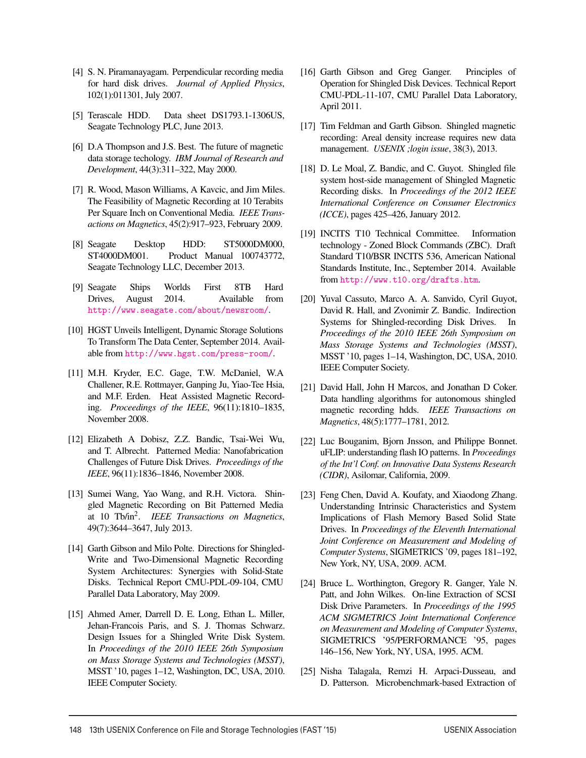[4] S. N. Piramanayagam. Perpendicular recording media for hard disk drives. *Journal of Applied Physics*, 102(1):011301, July 2007.

[5] Terascale HDD. Data sheet DS1793.1-1306US, Seagate Technology PLC, June 2013.

[6] D.A Thompson and J.S. Best. The future of magnetic data storage techology. *IBM Journal of Research and Development*, 44(3):311–322, May 2000.

[7] R. Wood, Mason Williams, A Kavcic, and Jim Miles. The Feasibility of Magnetic Recording at 10 Terabits Per Square Inch on Conventional Media. *IEEE Transactions on Magnetics*, 45(2):917–923, February 2009.

[8] Seagate Desktop HDD: ST5000DM000, ST4000DM001. Product Manual 100743772, Seagate Technology LLC, December 2013.

[9] Seagate Ships Worlds First 8TB Hard Drives, August 2014. Available from http://www.seagate.com/about/newsroom/.

[10] HGST Unveils Intelligent, Dynamic Storage Solutions To Transform The Data Center, September 2014. Available from http://www.hgst.com/press-room/.

[11] M.H. Kryder, E.C. Gage, T.W. McDaniel, W.A Challener, R.E. Rottmayer, Ganping Ju, Yiao-Tee Hsia, and M.F. Erden. Heat Assisted Magnetic Recording. *Proceedings of the IEEE*, 96(11):1810–1835, November 2008.

[12] Elizabeth A Dobisz, Z.Z. Bandic, Tsai-Wei Wu, and T. Albrecht. Patterned Media: Nanofabrication Challenges of Future Disk Drives. *Proceedings of the IEEE*, 96(11):1836–1846, November 2008.

[13] Sumei Wang, Yao Wang, and R.H. Victora. Shingled Magnetic Recording on Bit Patterned Media at 10 Tb/in$^2$. *IEEE Transactions on Magnetics*, 49(7):3644–3647, July 2013.

[14] Garth Gibson and Milo Polte. Directions for Shingled-Write and Two-Dimensional Magnetic Recording System Architectures: Synergies with Solid-State Disks. Technical Report CMU-PDL-09-104, CMU Parallel Data Laboratory, May 2009.

[15] Ahmed Amer, Darrell D. E. Long, Ethan L. Miller, Jehan-Francois Paris, and S. J. Thomas Schwarz. Design Issues for a Shingled Write Disk System. In *Proceedings of the 2010 IEEE 26th Symposium on Mass Storage Systems and Technologies (MSST)*, MSST '10, pages 1–12, Washington, DC, USA, 2010. IEEE Computer Society.

[16] Garth Gibson and Greg Ganger. Principles of Operation for Shingled Disk Devices. Technical Report CMU-PDL-11-107, CMU Parallel Data Laboratory, April 2011.

[17] Tim Feldman and Garth Gibson. Shingled magnetic recording: Areal density increase requires new data management. *USENIX ;login issue*, 38(3), 2013.

[18] D. Le Moal, Z. Bandic, and C. Guyot. Shingled file system host-side management of Shingled Magnetic Recording disks. In *Proceedings of the 2012 IEEE International Conference on Consumer Electronics (ICCE)*, pages 425–426, January 2012.

[19] INCITS T10 Technical Committee. Information technology - Zoned Block Commands (ZBC). Draft Standard T10/BSR INCITS 536, American National Standards Institute, Inc., September 2014. Available from http://www.t10.org/drafts.htm.

[20] Yuval Cassuto, Marco A. A. Sanvido, Cyril Guyot, David R. Hall, and Zvonimir Z. Bandic. Indirection Systems for Shingled-recording Disk Drives. In *Proceedings of the 2010 IEEE 26th Symposium on Mass Storage Systems and Technologies (MSST)*, MSST '10, pages 1–14, Washington, DC, USA, 2010. IEEE Computer Society.

[21] David Hall, John H Marcos, and Jonathan D Coker. Data handling algorithms for autonomous shingled magnetic recording hdds. *IEEE Transactions on Magnetics*, 48(5):1777–1781, 2012.

[22] Luc Bouganim, Bjorn Jnsson, and Philippe Bonnet. uFLIP: understanding flash IO patterns. In *Proceedings of the Int'l Conf. on Innovative Data Systems Research (CIDR)*, Asilomar, California, 2009.

[23] Feng Chen, David A. Koufaty, and Xiaodong Zhang. Understanding Intrinsic Characteristics and System Implications of Flash Memory Based Solid State Drives. In *Proceedings of the Eleventh International Joint Conference on Measurement and Modeling of Computer Systems*, SIGMETRICS '09, pages 181–192, New York, NY, USA, 2009. ACM.

[24] Bruce L. Worthington, Gregory R. Ganger, Yale N. Patt, and John Wilkes. On-line Extraction of SCSI Disk Drive Parameters. In *Proceedings of the 1995 ACM SIGMETRICS Joint International Conference on Measurement and Modeling of Computer Systems*, SIGMETRICS '95/PERFORMANCE '95, pages 146–156, New York, NY, USA, 1995. ACM.

[25] Nisha Talagala, Remzi H. Arpaci-Dusseau, and D. Patterson. Microbenchmark-based Extraction of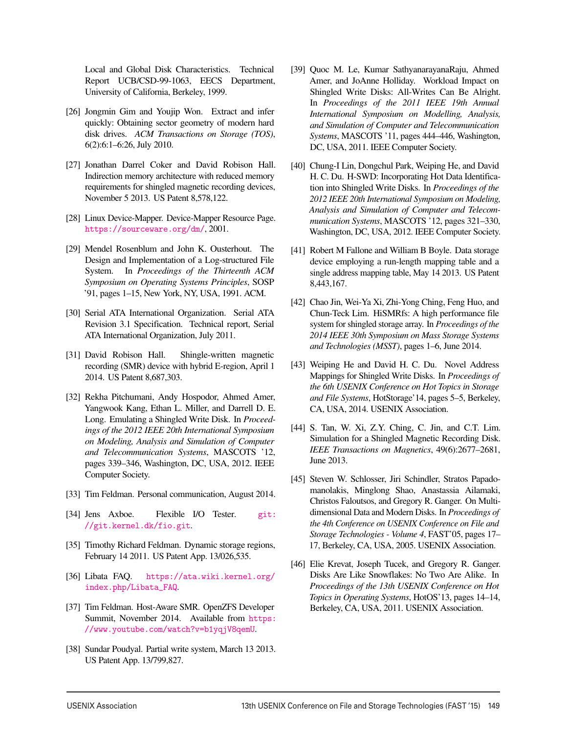Local and Global Disk Characteristics. Technical Report UCB/CSD-99-1063, EECS Department, University of California, Berkeley, 1999.

[26] Jongmin Gim and Youjip Won. Extract and infer quickly: Obtaining sector geometry of modern hard disk drives. *ACM Transactions on Storage (TOS)*, 6(2):6:1–6:26, July 2010.

[27] Jonathan Darrel Coker and David Robison Hall. Indirection memory architecture with reduced memory requirements for shingled magnetic recording devices, November 5 2013. US Patent 8,578,122.

[28] Linux Device-Mapper. Device-Mapper Resource Page. https://sourceware.org/dm/, 2001.

[29] Mendel Rosenblum and John K. Ousterhout. The Design and Implementation of a Log-structured File System. In *Proceedings of the Thirteenth ACM Symposium on Operating Systems Principles*, SOSP '91, pages 1–15, New York, NY, USA, 1991. ACM.

[30] Serial ATA International Organization. Serial ATA Revision 3.1 Specification. Technical report, Serial ATA International Organization, July 2011.

[31] David Robison Hall. Shingle-written magnetic recording (SMR) device with hybrid E-region, April 1 2014. US Patent 8,687,303.

[32] Rekha Pitchumani, Andy Hospodor, Ahmed Amer, Yangwook Kang, Ethan L. Miller, and Darrell D. E. Long. Emulating a Shingled Write Disk. In *Proceedings of the 2012 IEEE 20th International Symposium on Modeling, Analysis and Simulation of Computer and Telecommunication Systems*, MASCOTS '12, pages 339–346, Washington, DC, USA, 2012. IEEE Computer Society.

[33] Tim Feldman. Personal communication, August 2014.

[34] Jens Axboe. Flexible I/O Tester. git://git.kernel.dk/fio.git.

[35] Timothy Richard Feldman. Dynamic storage regions, February 14 2011. US Patent App. 13/026,535.

[36] Libata FAQ. https://ata.wiki.kernel.org/index.php/Libata_FAQ.

[37] Tim Feldman. Host-Aware SMR. OpenZFS Developer Summit, November 2014. Available from https://www.youtube.com/watch?v=b1yqjV8qemU.

[38] Sundar Poudyal. Partial write system, March 13 2013. US Patent App. 13/799,827.

[39] Quoc M. Le, Kumar SathyanarayanaRaju, Ahmed Amer, and JoAnne Holliday. Workload Impact on Shingled Write Disks: All-Writes Can Be Alright. In *Proceedings of the 2011 IEEE 19th Annual International Symposium on Modelling, Analysis, and Simulation of Computer and Telecommunication Systems*, MASCOTS '11, pages 444–446, Washington, DC, USA, 2011. IEEE Computer Society.

[40] Chung-I Lin, Dongchul Park, Weiping He, and David H. C. Du. H-SWD: Incorporating Hot Data Identification into Shingled Write Disks. In *Proceedings of the 2012 IEEE 20th International Symposium on Modeling, Analysis and Simulation of Computer and Telecommunication Systems*, MASCOTS '12, pages 321–330, Washington, DC, USA, 2012. IEEE Computer Society.

[41] Robert M Fallone and William B Boyle. Data storage device employing a run-length mapping table and a single address mapping table, May 14 2013. US Patent 8,443,167.

[42] Chao Jin, Wei-Ya Xi, Zhi-Yong Ching, Feng Huo, and Chun-Teck Lim. HiSMRfs: A high performance file system for shingled storage array. In *Proceedings of the 2014 IEEE 30th Symposium on Mass Storage Systems and Technologies (MSST)*, pages 1–6, June 2014.

[43] Weiping He and David H. C. Du. Novel Address Mappings for Shingled Write Disks. In *Proceedings of the 6th USENIX Conference on Hot Topics in Storage and File Systems*, HotStorage'14, pages 5–5, Berkeley, CA, USA, 2014. USENIX Association.

[44] S. Tan, W. Xi, Z.Y. Ching, C. Jin, and C.T. Lim. Simulation for a Shingled Magnetic Recording Disk. *IEEE Transactions on Magnetics*, 49(6):2677–2681, June 2013.

[45] Steven W. Schlosser, Jiri Schindler, Stratos Papadomanolakis, Minglong Shao, Anastassia Ailamaki, Christos Faloutsos, and Gregory R. Ganger. On Multidimensional Data and Modern Disks. In *Proceedings of the 4th USENIX Conference on File and Storage Technologies - Volume 4*, FAST'05, pages 17–17, Berkeley, CA, USA, 2005. USENIX Association.

[46] Elie Krevat, Joseph Tucek, and Gregory R. Ganger. Disks Are Like Snowflakes: No Two Are Alike. In *Proceedings of the 13th USENIX Conference on Hot Topics in Operating Systems*, HotOS'13, pages 14–14, Berkeley, CA, USA, 2011. USENIX Association.